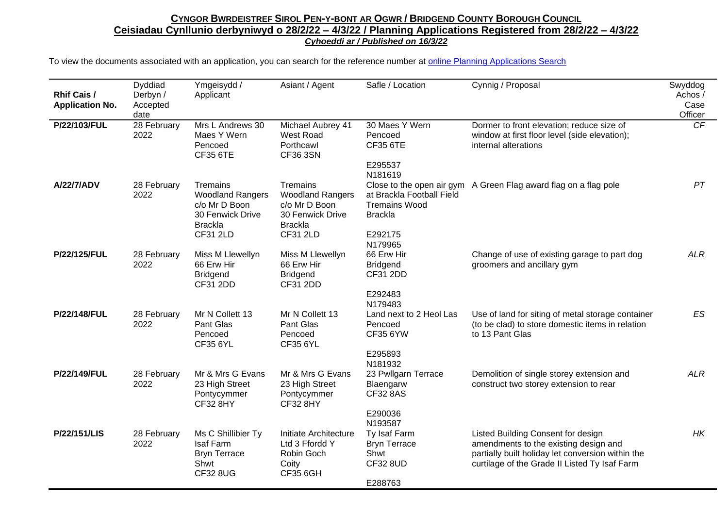**CYNGOR BWRDEISTREF SIROL PEN-Y-BONT AR OGWR / BRIDGEND COUNTY BOROUGH COUNCIL**

**Ceisiadau Cynllunio derbyniwyd o 28/2/22 – 4/3/22 / Planning Applications Registered from 28/2/22 – 4/3/22**

***Cyhoeddi ar / Published on 16/3/22***

To view the documents associated with an application, you can search for the reference number at [online Planning Applications Search]

| Rhif Cais / Application No. | Dyddiad Derbyn / Accepted date | Ymgeisydd / Applicant | Asiant / Agent | Safle / Location | Cynnig / Proposal | Swyddog Achos / Case Officer |
|---|---|---|---|---|---|---|
| **P/22/103/FUL** | 28 February 2022 | Mrs L Andrews 30 Maes Y Wern Pencoed CF35 6TE | Michael Aubrey 41 West Road Porthcawl CF36 3SN | 30 Maes Y Wern Pencoed CF35 6TE E295537 N181619 | Dormer to front elevation; reduce size of window at first floor level (side elevation); internal alterations | *CF* |
| **A/22/7/ADV** | 28 February 2022 | Tremains Woodland Rangers c/o Mr D Boon 30 Fenwick Drive Brackla CF31 2LD | Tremains Woodland Rangers c/o Mr D Boon 30 Fenwick Drive Brackla CF31 2LD | Close to the open air gym at Brackla Football Field Tremains Wood Brackla E292175 N179965 | A Green Flag award flag on a flag pole | *PT* |
| **P/22/125/FUL** | 28 February 2022 | Miss M Llewellyn 66 Erw Hir Bridgend CF31 2DD | Miss M Llewellyn 66 Erw Hir Bridgend CF31 2DD | 66 Erw Hir Bridgend CF31 2DD E292483 N179483 | Change of use of existing garage to part dog groomers and ancillary gym | *ALR* |
| **P/22/148/FUL** | 28 February 2022 | Mr N Collett 13 Pant Glas Pencoed CF35 6YL | Mr N Collett 13 Pant Glas Pencoed CF35 6YL | Land next to 2 Heol Las Pencoed CF35 6YW E295893 N181932 | Use of land for siting of metal storage container (to be clad) to store domestic items in relation to 13 Pant Glas | *ES* |
| **P/22/149/FUL** | 28 February 2022 | Mr & Mrs G Evans 23 High Street Pontycymmer CF32 8HY | Mr & Mrs G Evans 23 High Street Pontycymmer CF32 8HY | 23 Pwllgarn Terrace Blaengarw CF32 8AS E290036 N193587 | Demolition of single storey extension and construct two storey extension to rear | *ALR* |
| **P/22/151/LIS** | 28 February 2022 | Ms C Shillibier Ty Isaf Farm Bryn Terrace Shwt CF32 8UG | Initiate Architecture Ltd 3 Ffordd Y Robin Goch Coity CF35 6GH | Ty Isaf Farm Bryn Terrace Shwt CF32 8UD E288763 | Listed Building Consent for design amendments to the existing design and partially built holiday let conversion within the curtilage of the Grade II Listed Ty Isaf Farm | *HK* |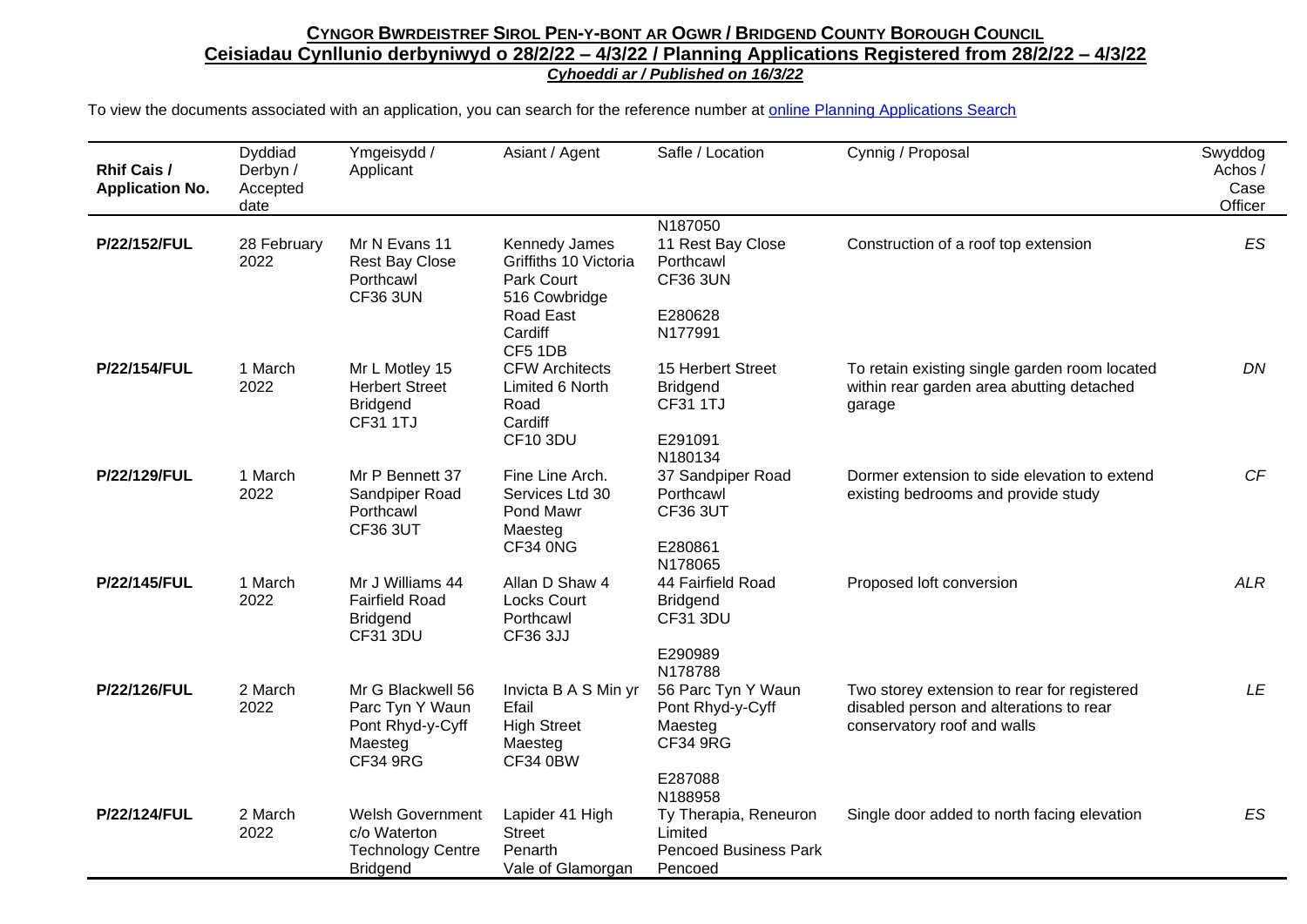**CYNGOR BWRDEISTREF SIROL PEN-Y-BONT AR OGWR / BRIDGEND COUNTY BOROUGH COUNCIL**

**Ceisiadau Cynllunio derbyniwyd o 28/2/22 – 4/3/22 / Planning Applications Registered from 28/2/22 – 4/3/22**

***Cyhoeddi ar / Published on 16/3/22***

To view the documents associated with an application, you can search for the reference number at [online Planning Applications Search](online Planning Applications Search)

| Rhif Cais / Application No. | Dyddiad Derbyn / Accepted date | Ymgeisydd / Applicant | Asiant / Agent | Safle / Location | Cynnig / Proposal | Swyddog Achos / Case Officer |
|---|---|---|---|---|---|---|
| | | | | N187050 | | |
| **P/22/152/FUL** | 28 February 2022 | Mr N Evans 11 Rest Bay Close Porthcawl CF36 3UN | Kennedy James Griffiths 10 Victoria Park Court 516 Cowbridge Road East Cardiff CF5 1DB | 11 Rest Bay Close Porthcawl CF36 3UN E280628 N177991 | Construction of a roof top extension | ES |
| **P/22/154/FUL** | 1 March 2022 | Mr L Motley 15 Herbert Street Bridgend CF31 1TJ | CFW Architects Limited 6 North Road Cardiff CF10 3DU | 15 Herbert Street Bridgend CF31 1TJ E291091 N180134 | To retain existing single garden room located within rear garden area abutting detached garage | DN |
| **P/22/129/FUL** | 1 March 2022 | Mr P Bennett 37 Sandpiper Road Porthcawl CF36 3UT | Fine Line Arch. Services Ltd 30 Pond Mawr Maesteg CF34 0NG | 37 Sandpiper Road Porthcawl CF36 3UT E280861 N178065 | Dormer extension to side elevation to extend existing bedrooms and provide study | CF |
| **P/22/145/FUL** | 1 March 2022 | Mr J Williams 44 Fairfield Road Bridgend CF31 3DU | Allan D Shaw 4 Locks Court Porthcawl CF36 3JJ | 44 Fairfield Road Bridgend CF31 3DU E290989 N178788 | Proposed loft conversion | ALR |
| **P/22/126/FUL** | 2 March 2022 | Mr G Blackwell 56 Parc Tyn Y Waun Pont Rhyd-y-Cyff Maesteg CF34 9RG | Invicta B A S Min yr Efail High Street Maesteg CF34 0BW | 56 Parc Tyn Y Waun Pont Rhyd-y-Cyff Maesteg CF34 9RG E287088 N188958 | Two storey extension to rear for registered disabled person and alterations to rear conservatory roof and walls | LE |
| **P/22/124/FUL** | 2 March 2022 | Welsh Government c/o Waterton Technology Centre Bridgend | Lapider 41 High Street Penarth Vale of Glamorgan | Ty Therapia, Reneuron Limited Pencoed Business Park Pencoed | Single door added to north facing elevation | ES |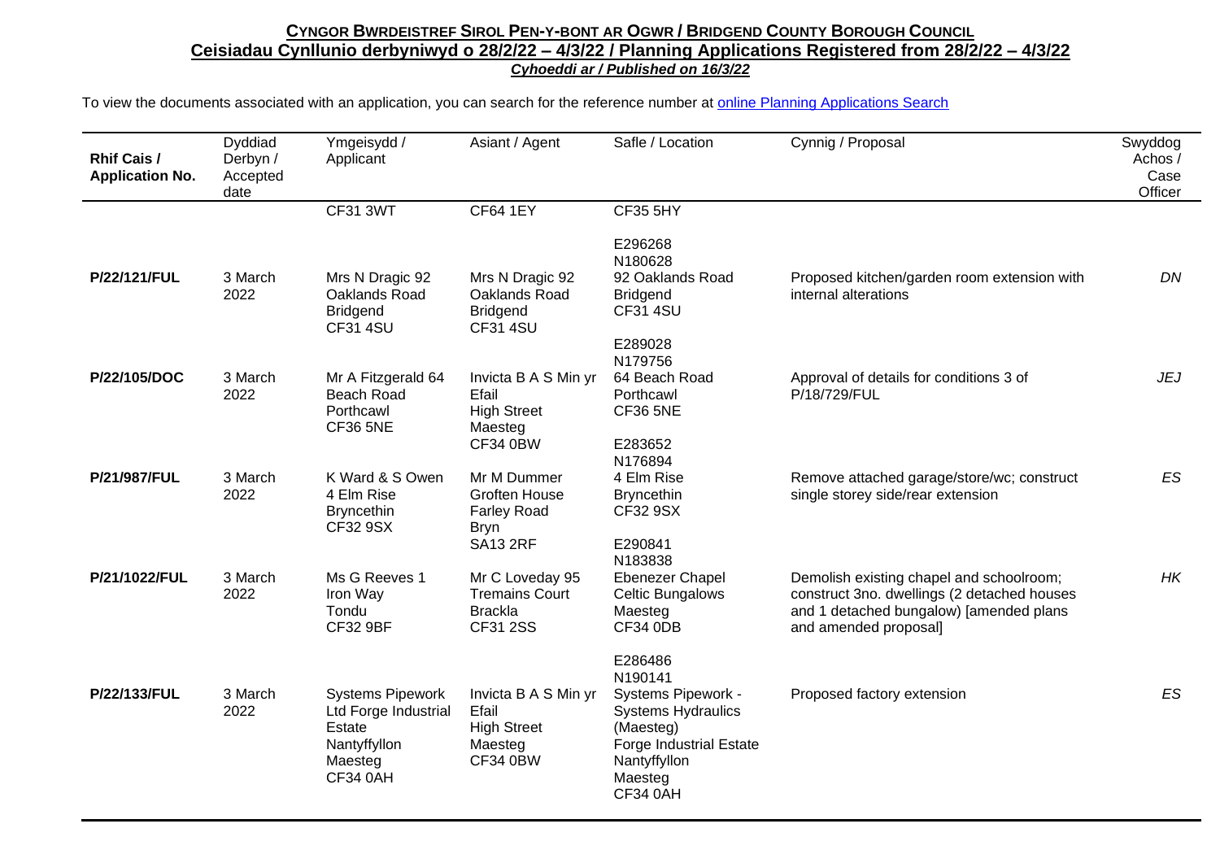## CYNGOR BWRDEISTREF SIROL PEN-Y-BONT AR OGWR / BRIDGEND COUNTY BOROUGH COUNCIL

**Ceisiadau Cynllunio derbyniwyd o 28/2/22 – 4/3/22 / Planning Applications Registered from 28/2/22 – 4/3/22**

***Cyhoeddi ar / Published on 16/3/22***

To view the documents associated with an application, you can search for the reference number at online Planning Applications Search

| Rhif Cais / Application No. | Dyddiad Derbyn / Accepted date | Ymgeisydd / Applicant | Asiant / Agent | Safle / Location | Cynnig / Proposal | Swyddog Achos / Case Officer |
|---|---|---|---|---|---|---|
| | | CF31 3WT | CF64 1EY | CF35 5HY<br>E296268<br>N180628 | | |
| **P/22/121/FUL** | 3 March 2022 | Mrs N Dragic 92 Oaklands Road Bridgend CF31 4SU | Mrs N Dragic 92 Oaklands Road Bridgend CF31 4SU | 92 Oaklands Road Bridgend CF31 4SU<br>E289028<br>N179756 | Proposed kitchen/garden room extension with internal alterations | *DN* |
| **P/22/105/DOC** | 3 March 2022 | Mr A Fitzgerald 64 Beach Road Porthcawl CF36 5NE | Invicta B A S Min yr Efail High Street Maesteg CF34 0BW | 64 Beach Road Porthcawl CF36 5NE<br>E283652<br>N176894 | Approval of details for conditions 3 of P/18/729/FUL | *JEJ* |
| **P/21/987/FUL** | 3 March 2022 | K Ward & S Owen 4 Elm Rise Bryncethin CF32 9SX | Mr M Dummer Groften House Farley Road Bryn SA13 2RF | 4 Elm Rise Bryncethin CF32 9SX<br>E290841<br>N183838 | Remove attached garage/store/wc; construct single storey side/rear extension | *ES* |
| **P/21/1022/FUL** | 3 March 2022 | Ms G Reeves 1 Iron Way Tondu CF32 9BF | Mr C Loveday 95 Tremains Court Brackla CF31 2SS | Ebenezer Chapel Celtic Bungalows Maesteg CF34 0DB<br>E286486<br>N190141 | Demolish existing chapel and schoolroom; construct 3no. dwellings (2 detached houses and 1 detached bungalow) [amended plans and amended proposal] | *HK* |
| **P/22/133/FUL** | 3 March 2022 | Systems Pipework Ltd Forge Industrial Estate Nantyffyllon Maesteg CF34 0AH | Invicta B A S Min yr Efail High Street Maesteg CF34 0BW | Systems Pipework - Systems Hydraulics (Maesteg) Forge Industrial Estate Nantyffyllon Maesteg CF34 0AH | Proposed factory extension | *ES* |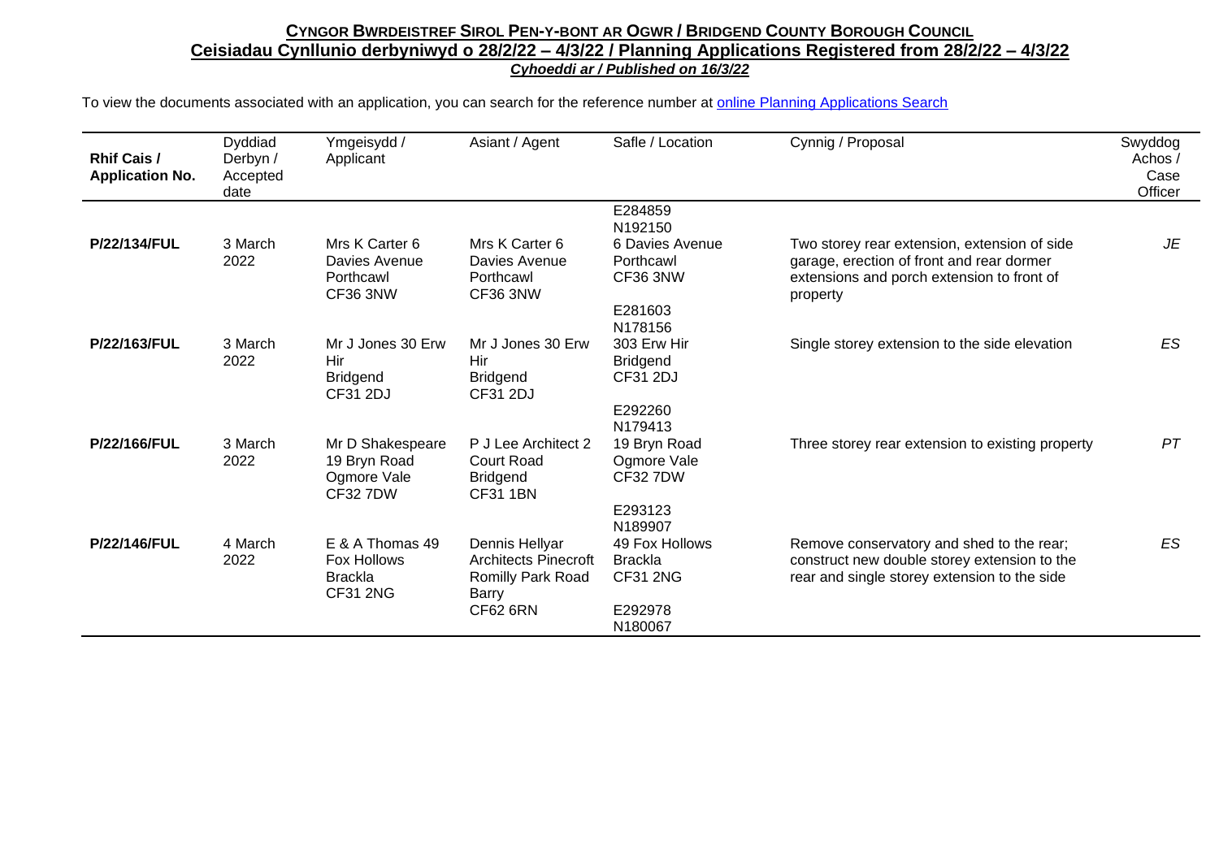**CYNGOR BWRDEISTREF SIROL PEN-Y-BONT AR OGWR / BRIDGEND COUNTY BOROUGH COUNCIL**

**Ceisiadau Cynllunio derbyniwyd o 28/2/22 – 4/3/22 / Planning Applications Registered from 28/2/22 – 4/3/22**

***Cyhoeddi ar / Published on 16/3/22***

To view the documents associated with an application, you can search for the reference number at [online Planning Applications Search]()

| Rhif Cais / Application No. | Dyddiad Derbyn / Accepted date | Ymgeisydd / Applicant | Asiant / Agent | Safle / Location | Cynnig / Proposal | Swyddog Achos / Case Officer |
|---|---|---|---|---|---|---|
| | | | | E284859 N192150 | | |
| **P/22/134/FUL** | 3 March 2022 | Mrs K Carter 6 Davies Avenue Porthcawl CF36 3NW | Mrs K Carter 6 Davies Avenue Porthcawl CF36 3NW | 6 Davies Avenue Porthcawl CF36 3NW E281603 N178156 | Two storey rear extension, extension of side garage, erection of front and rear dormer extensions and porch extension to front of property | *JE* |
| **P/22/163/FUL** | 3 March 2022 | Mr J Jones 30 Erw Hir Bridgend CF31 2DJ | Mr J Jones 30 Erw Hir Bridgend CF31 2DJ | 303 Erw Hir Bridgend CF31 2DJ E292260 N179413 | Single storey extension to the side elevation | *ES* |
| **P/22/166/FUL** | 3 March 2022 | Mr D Shakespeare 19 Bryn Road Ogmore Vale CF32 7DW | P J Lee Architect 2 Court Road Bridgend CF31 1BN | 19 Bryn Road Ogmore Vale CF32 7DW E293123 N189907 | Three storey rear extension to existing property | *PT* |
| **P/22/146/FUL** | 4 March 2022 | E & A Thomas 49 Fox Hollows Brackla CF31 2NG | Dennis Hellyar Architects Pinecroft Romilly Park Road Barry CF62 6RN | 49 Fox Hollows Brackla CF31 2NG E292978 N180067 | Remove conservatory and shed to the rear; construct new double storey extension to the rear and single storey extension to the side | *ES* |